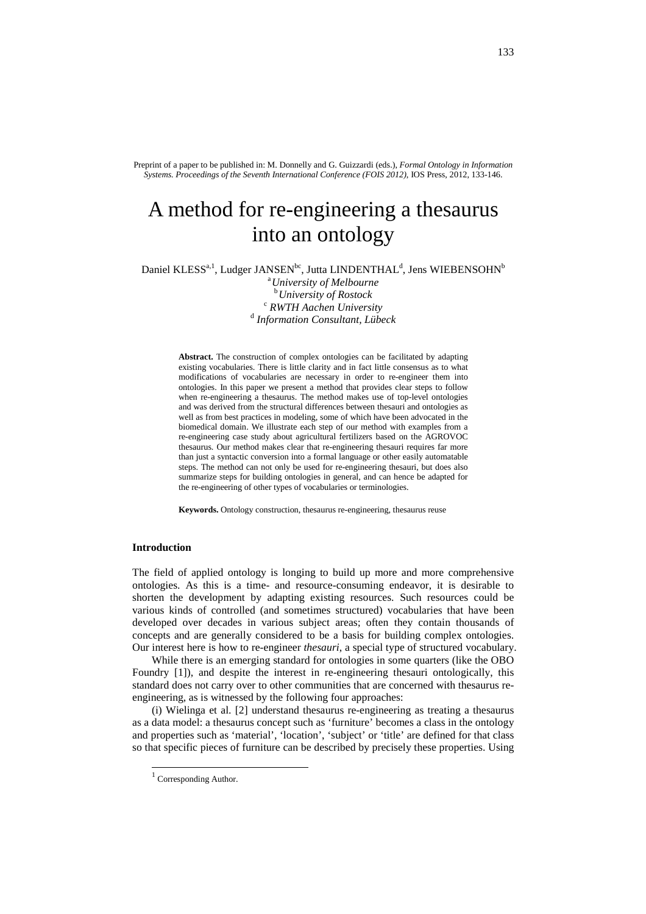Preprint of a paper to be published in: M. Donnelly and G. Guizzardi (eds.), *Formal Ontology in Information Systems. Proceedings of the Seventh International Conference (FOIS 2012)*, IOS Press, 2012, 133-146.

# A method for re-engineering a thesaurus into an ontology

Daniel KLESS[a,1], Ludger JANSEN[bc], Jutta LINDENTHAL[d], Jens WIEBENSOHN[b]

[a] *University of Melbourne*
[b] *University of Rostock*
[c] *RWTH Aachen University*
[d] *Information Consultant, Lübeck*

**Abstract.** The construction of complex ontologies can be facilitated by adapting existing vocabularies. There is little clarity and in fact little consensus as to what modifications of vocabularies are necessary in order to re-engineer them into ontologies. In this paper we present a method that provides clear steps to follow when re-engineering a thesaurus. The method makes use of top-level ontologies and was derived from the structural differences between thesauri and ontologies as well as from best practices in modeling, some of which have been advocated in the biomedical domain. We illustrate each step of our method with examples from a re-engineering case study about agricultural fertilizers based on the AGROVOC thesaurus. Our method makes clear that re-engineering thesauri requires far more than just a syntactic conversion into a formal language or other easily automatable steps. The method can not only be used for re-engineering thesauri, but does also summarize steps for building ontologies in general, and can hence be adapted for the re-engineering of other types of vocabularies or terminologies.

**Keywords.** Ontology construction, thesaurus re-engineering, thesaurus reuse

## Introduction

The field of applied ontology is longing to build up more and more comprehensive ontologies. As this is a time- and resource-consuming endeavor, it is desirable to shorten the development by adapting existing resources. Such resources could be various kinds of controlled (and sometimes structured) vocabularies that have been developed over decades in various subject areas; often they contain thousands of concepts and are generally considered to be a basis for building complex ontologies. Our interest here is how to re-engineer *thesauri*, a special type of structured vocabulary.

While there is an emerging standard for ontologies in some quarters (like the OBO Foundry [1]), and despite the interest in re-engineering thesauri ontologically, this standard does not carry over to other communities that are concerned with thesaurus re-engineering, as is witnessed by the following four approaches:

(i) Wielinga et al. [2] understand thesaurus re-engineering as treating a thesaurus as a data model: a thesaurus concept such as 'furniture' becomes a class in the ontology and properties such as 'material', 'location', 'subject' or 'title' are defined for that class so that specific pieces of furniture can be described by precisely these properties. Using

[1] Corresponding Author.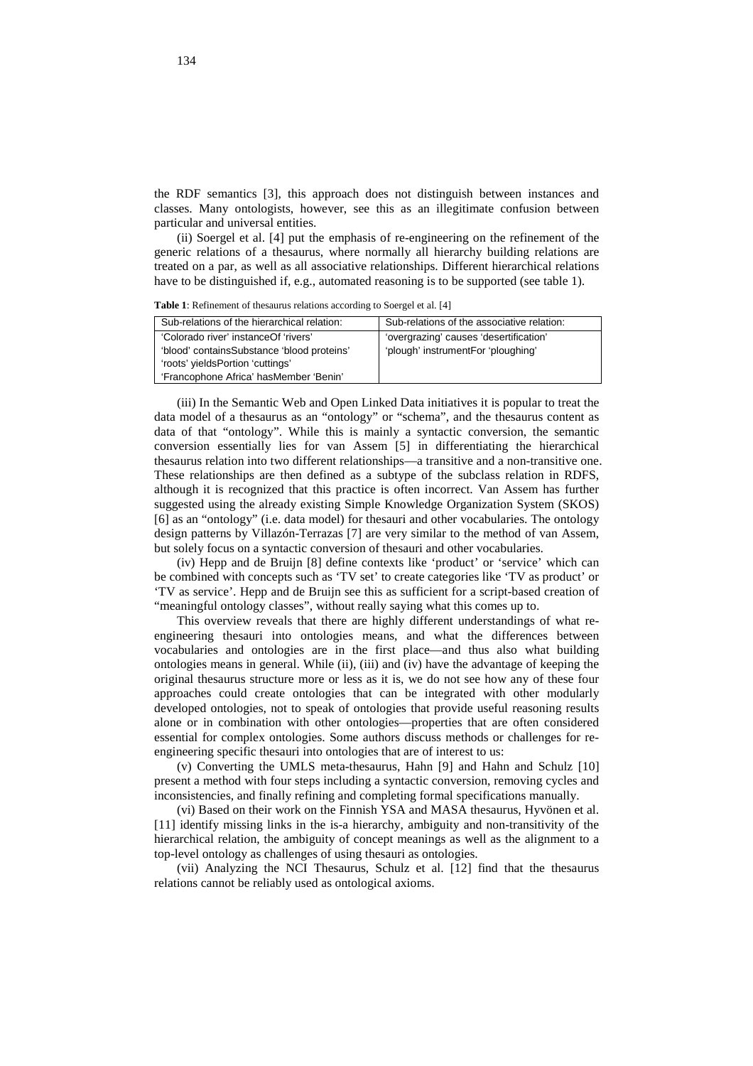the RDF semantics [3], this approach does not distinguish between instances and classes. Many ontologists, however, see this as an illegitimate confusion between particular and universal entities.

(ii) Soergel et al. [4] put the emphasis of re-engineering on the refinement of the generic relations of a thesaurus, where normally all hierarchy building relations are treated on a par, as well as all associative relationships. Different hierarchical relations have to be distinguished if, e.g., automated reasoning is to be supported (see table 1).

**Table 1**: Refinement of thesaurus relations according to Soergel et al. [4]

| Sub-relations of the hierarchical relation: | Sub-relations of the associative relation: |
|---|---|
| 'Colorado river' instanceOf 'rivers'<br>'blood' containsSubstance 'blood proteins'<br>'roots' yieldsPortion 'cuttings'<br>'Francophone Africa' hasMember 'Benin' | 'overgrazing' causes 'desertification'<br>'plough' instrumentFor 'ploughing' |

(iii) In the Semantic Web and Open Linked Data initiatives it is popular to treat the data model of a thesaurus as an "ontology" or "schema", and the thesaurus content as data of that "ontology". While this is mainly a syntactic conversion, the semantic conversion essentially lies for van Assem [5] in differentiating the hierarchical thesaurus relation into two different relationships—a transitive and a non-transitive one. These relationships are then defined as a subtype of the subclass relation in RDFS, although it is recognized that this practice is often incorrect. Van Assem has further suggested using the already existing Simple Knowledge Organization System (SKOS) [6] as an "ontology" (i.e. data model) for thesauri and other vocabularies. The ontology design patterns by Villazón-Terrazas [7] are very similar to the method of van Assem, but solely focus on a syntactic conversion of thesauri and other vocabularies.

(iv) Hepp and de Bruijn [8] define contexts like 'product' or 'service' which can be combined with concepts such as 'TV set' to create categories like 'TV as product' or 'TV as service'. Hepp and de Bruijn see this as sufficient for a script-based creation of "meaningful ontology classes", without really saying what this comes up to.

This overview reveals that there are highly different understandings of what re-engineering thesauri into ontologies means, and what the differences between vocabularies and ontologies are in the first place—and thus also what building ontologies means in general. While (ii), (iii) and (iv) have the advantage of keeping the original thesaurus structure more or less as it is, we do not see how any of these four approaches could create ontologies that can be integrated with other modularly developed ontologies, not to speak of ontologies that provide useful reasoning results alone or in combination with other ontologies—properties that are often considered essential for complex ontologies. Some authors discuss methods or challenges for re-engineering specific thesauri into ontologies that are of interest to us:

(v) Converting the UMLS meta-thesaurus, Hahn [9] and Hahn and Schulz [10] present a method with four steps including a syntactic conversion, removing cycles and inconsistencies, and finally refining and completing formal specifications manually.

(vi) Based on their work on the Finnish YSA and MASA thesaurus, Hyvönen et al. [11] identify missing links in the is-a hierarchy, ambiguity and non-transitivity of the hierarchical relation, the ambiguity of concept meanings as well as the alignment to a top-level ontology as challenges of using thesauri as ontologies.

(vii) Analyzing the NCI Thesaurus, Schulz et al. [12] find that the thesaurus relations cannot be reliably used as ontological axioms.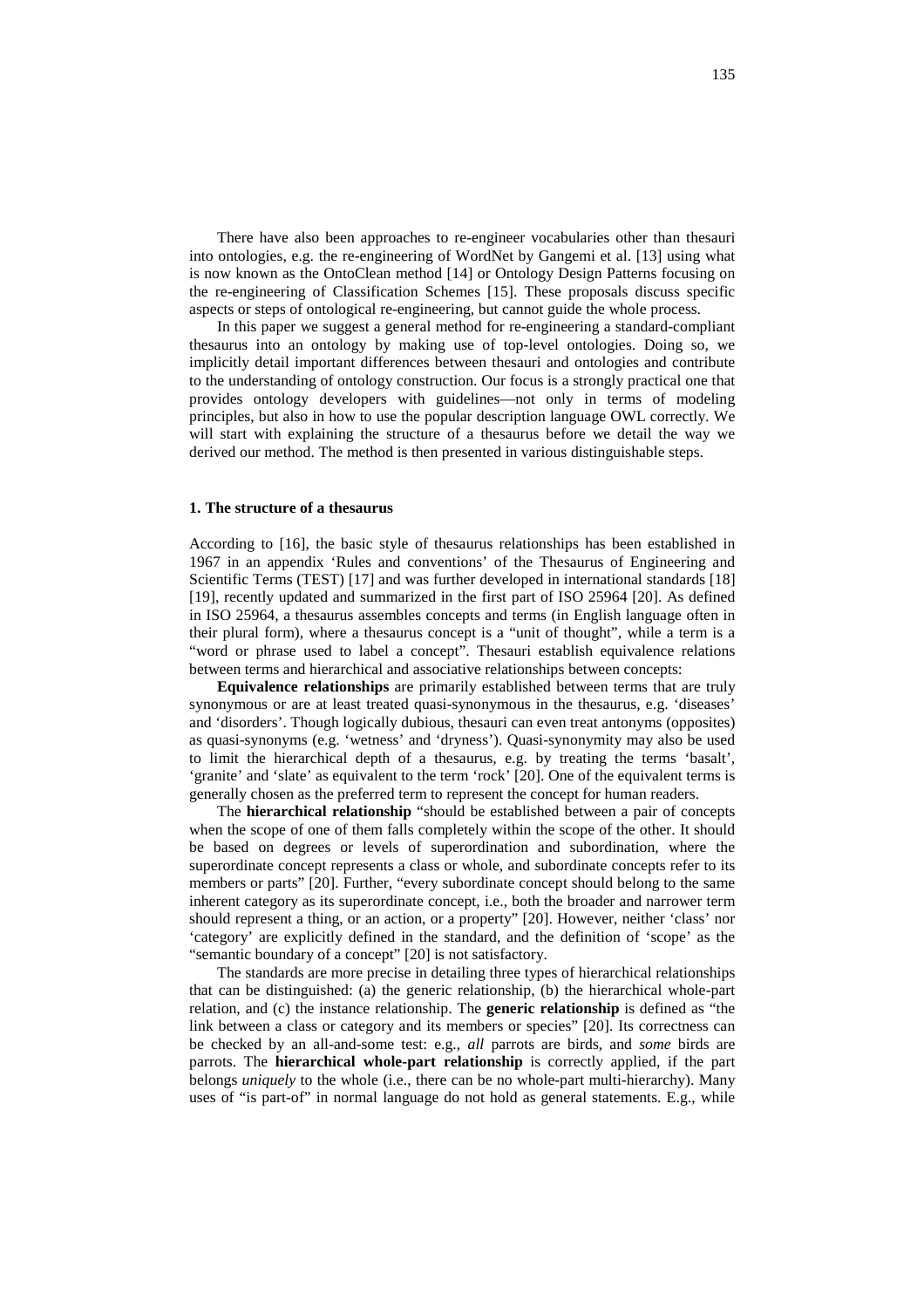There have also been approaches to re-engineer vocabularies other than thesauri into ontologies, e.g. the re-engineering of WordNet by Gangemi et al. [13] using what is now known as the OntoClean method [14] or Ontology Design Patterns focusing on the re-engineering of Classification Schemes [15]. These proposals discuss specific aspects or steps of ontological re-engineering, but cannot guide the whole process.

In this paper we suggest a general method for re-engineering a standard-compliant thesaurus into an ontology by making use of top-level ontologies. Doing so, we implicitly detail important differences between thesauri and ontologies and contribute to the understanding of ontology construction. Our focus is a strongly practical one that provides ontology developers with guidelines—not only in terms of modeling principles, but also in how to use the popular description language OWL correctly. We will start with explaining the structure of a thesaurus before we detail the way we derived our method. The method is then presented in various distinguishable steps.

### 1. The structure of a thesaurus

According to [16], the basic style of thesaurus relationships has been established in 1967 in an appendix 'Rules and conventions' of the Thesaurus of Engineering and Scientific Terms (TEST) [17] and was further developed in international standards [18] [19], recently updated and summarized in the first part of ISO 25964 [20]. As defined in ISO 25964, a thesaurus assembles concepts and terms (in English language often in their plural form), where a thesaurus concept is a "unit of thought", while a term is a "word or phrase used to label a concept". Thesauri establish equivalence relations between terms and hierarchical and associative relationships between concepts:

**Equivalence relationships** are primarily established between terms that are truly synonymous or are at least treated quasi-synonymous in the thesaurus, e.g. 'diseases' and 'disorders'. Though logically dubious, thesauri can even treat antonyms (opposites) as quasi-synonyms (e.g. 'wetness' and 'dryness'). Quasi-synonymity may also be used to limit the hierarchical depth of a thesaurus, e.g. by treating the terms 'basalt', 'granite' and 'slate' as equivalent to the term 'rock' [20]. One of the equivalent terms is generally chosen as the preferred term to represent the concept for human readers.

The **hierarchical relationship** "should be established between a pair of concepts when the scope of one of them falls completely within the scope of the other. It should be based on degrees or levels of superordination and subordination, where the superordinate concept represents a class or whole, and subordinate concepts refer to its members or parts" [20]. Further, "every subordinate concept should belong to the same inherent category as its superordinate concept, i.e., both the broader and narrower term should represent a thing, or an action, or a property" [20]. However, neither 'class' nor 'category' are explicitly defined in the standard, and the definition of 'scope' as the "semantic boundary of a concept" [20] is not satisfactory.

The standards are more precise in detailing three types of hierarchical relationships that can be distinguished: (a) the generic relationship, (b) the hierarchical whole-part relation, and (c) the instance relationship. The **generic relationship** is defined as "the link between a class or category and its members or species" [20]. Its correctness can be checked by an all-and-some test: e.g., *all* parrots are birds, and *some* birds are parrots. The **hierarchical whole-part relationship** is correctly applied, if the part belongs *uniquely* to the whole (i.e., there can be no whole-part multi-hierarchy). Many uses of "is part-of" in normal language do not hold as general statements. E.g., while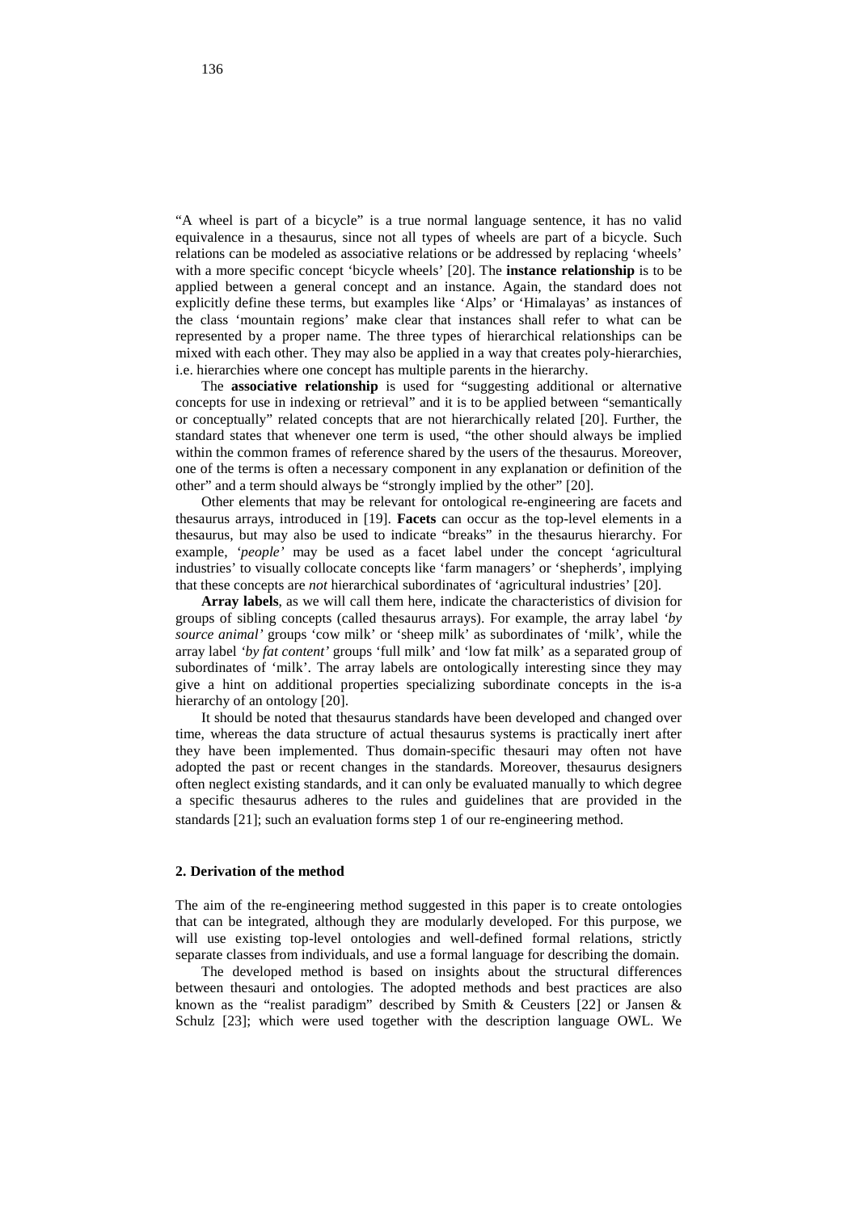"A wheel is part of a bicycle" is a true normal language sentence, it has no valid equivalence in a thesaurus, since not all types of wheels are part of a bicycle. Such relations can be modeled as associative relations or be addressed by replacing 'wheels' with a more specific concept 'bicycle wheels' [20]. The **instance relationship** is to be applied between a general concept and an instance. Again, the standard does not explicitly define these terms, but examples like 'Alps' or 'Himalayas' as instances of the class 'mountain regions' make clear that instances shall refer to what can be represented by a proper name. The three types of hierarchical relationships can be mixed with each other. They may also be applied in a way that creates poly-hierarchies, i.e. hierarchies where one concept has multiple parents in the hierarchy.

The **associative relationship** is used for "suggesting additional or alternative concepts for use in indexing or retrieval" and it is to be applied between "semantically or conceptually" related concepts that are not hierarchically related [20]. Further, the standard states that whenever one term is used, "the other should always be implied within the common frames of reference shared by the users of the thesaurus. Moreover, one of the terms is often a necessary component in any explanation or definition of the other" and a term should always be "strongly implied by the other" [20].

Other elements that may be relevant for ontological re-engineering are facets and thesaurus arrays, introduced in [19]. **Facets** can occur as the top-level elements in a thesaurus, but may also be used to indicate "breaks" in the thesaurus hierarchy. For example, *'people'* may be used as a facet label under the concept 'agricultural industries' to visually collocate concepts like 'farm managers' or 'shepherds', implying that these concepts are *not* hierarchical subordinates of 'agricultural industries' [20].

**Array labels**, as we will call them here, indicate the characteristics of division for groups of sibling concepts (called thesaurus arrays). For example, the array label *'by source animal'* groups 'cow milk' or 'sheep milk' as subordinates of 'milk', while the array label *'by fat content'* groups 'full milk' and 'low fat milk' as a separated group of subordinates of 'milk'. The array labels are ontologically interesting since they may give a hint on additional properties specializing subordinate concepts in the is-a hierarchy of an ontology [20].

It should be noted that thesaurus standards have been developed and changed over time, whereas the data structure of actual thesaurus systems is practically inert after they have been implemented. Thus domain-specific thesauri may often not have adopted the past or recent changes in the standards. Moreover, thesaurus designers often neglect existing standards, and it can only be evaluated manually to which degree a specific thesaurus adheres to the rules and guidelines that are provided in the standards [21]; such an evaluation forms step 1 of our re-engineering method.

## 2. Derivation of the method

The aim of the re-engineering method suggested in this paper is to create ontologies that can be integrated, although they are modularly developed. For this purpose, we will use existing top-level ontologies and well-defined formal relations, strictly separate classes from individuals, and use a formal language for describing the domain.

The developed method is based on insights about the structural differences between thesauri and ontologies. The adopted methods and best practices are also known as the "realist paradigm" described by Smith & Ceusters [22] or Jansen & Schulz [23]; which were used together with the description language OWL. We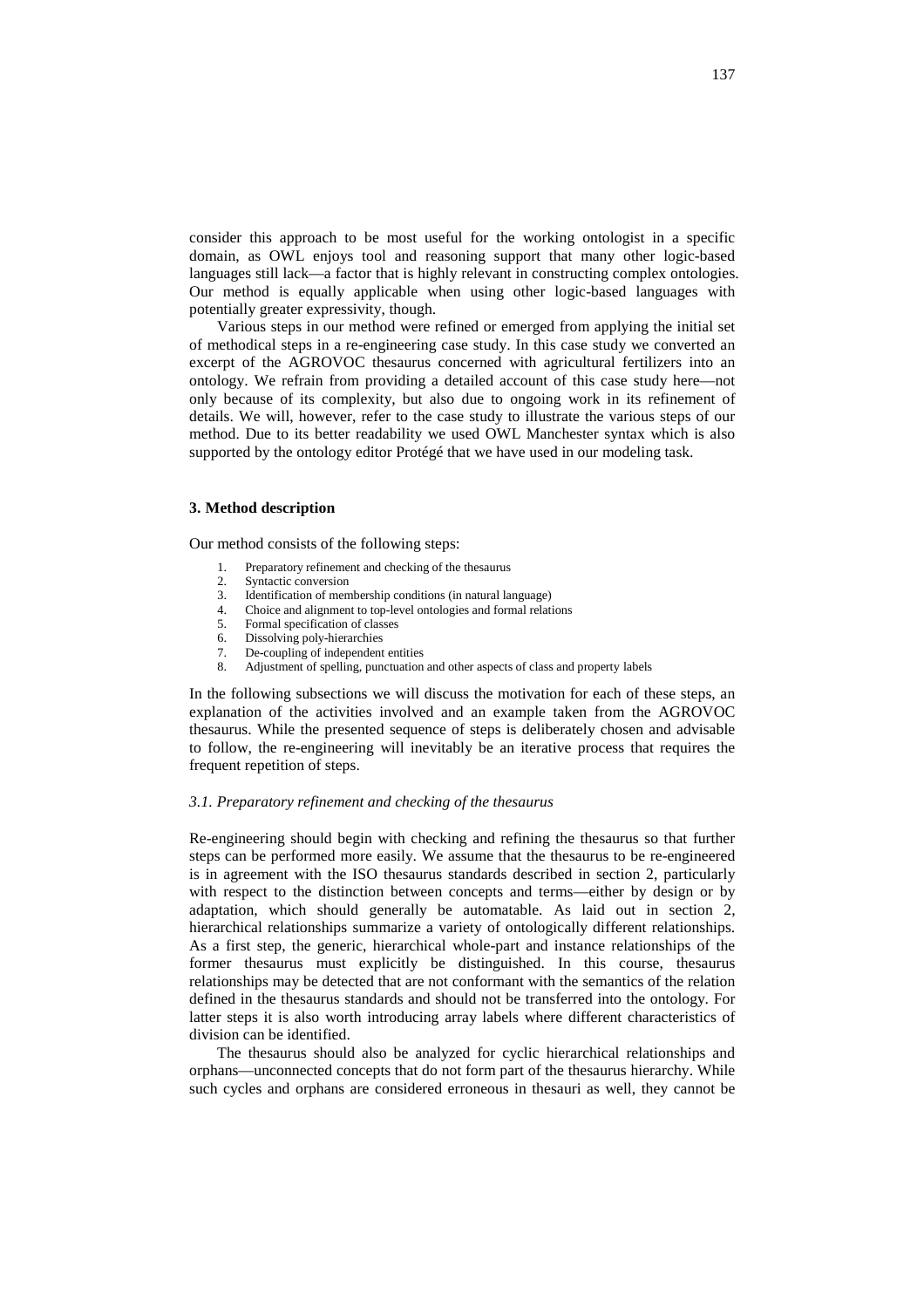consider this approach to be most useful for the working ontologist in a specific domain, as OWL enjoys tool and reasoning support that many other logic-based languages still lack—a factor that is highly relevant in constructing complex ontologies. Our method is equally applicable when using other logic-based languages with potentially greater expressivity, though.

Various steps in our method were refined or emerged from applying the initial set of methodical steps in a re-engineering case study. In this case study we converted an excerpt of the AGROVOC thesaurus concerned with agricultural fertilizers into an ontology. We refrain from providing a detailed account of this case study here—not only because of its complexity, but also due to ongoing work in its refinement of details. We will, however, refer to the case study to illustrate the various steps of our method. Due to its better readability we used OWL Manchester syntax which is also supported by the ontology editor Protégé that we have used in our modeling task.

### 3. Method description

Our method consists of the following steps:

1. Preparatory refinement and checking of the thesaurus
2. Syntactic conversion
3. Identification of membership conditions (in natural language)
4. Choice and alignment to top-level ontologies and formal relations
5. Formal specification of classes
6. Dissolving poly-hierarchies
7. De-coupling of independent entities
8. Adjustment of spelling, punctuation and other aspects of class and property labels

In the following subsections we will discuss the motivation for each of these steps, an explanation of the activities involved and an example taken from the AGROVOC thesaurus. While the presented sequence of steps is deliberately chosen and advisable to follow, the re-engineering will inevitably be an iterative process that requires the frequent repetition of steps.

#### *3.1. Preparatory refinement and checking of the thesaurus*

Re-engineering should begin with checking and refining the thesaurus so that further steps can be performed more easily. We assume that the thesaurus to be re-engineered is in agreement with the ISO thesaurus standards described in section 2, particularly with respect to the distinction between concepts and terms—either by design or by adaptation, which should generally be automatable. As laid out in section 2, hierarchical relationships summarize a variety of ontologically different relationships. As a first step, the generic, hierarchical whole-part and instance relationships of the former thesaurus must explicitly be distinguished. In this course, thesaurus relationships may be detected that are not conformant with the semantics of the relation defined in the thesaurus standards and should not be transferred into the ontology. For latter steps it is also worth introducing array labels where different characteristics of division can be identified.

The thesaurus should also be analyzed for cyclic hierarchical relationships and orphans—unconnected concepts that do not form part of the thesaurus hierarchy. While such cycles and orphans are considered erroneous in thesauri as well, they cannot be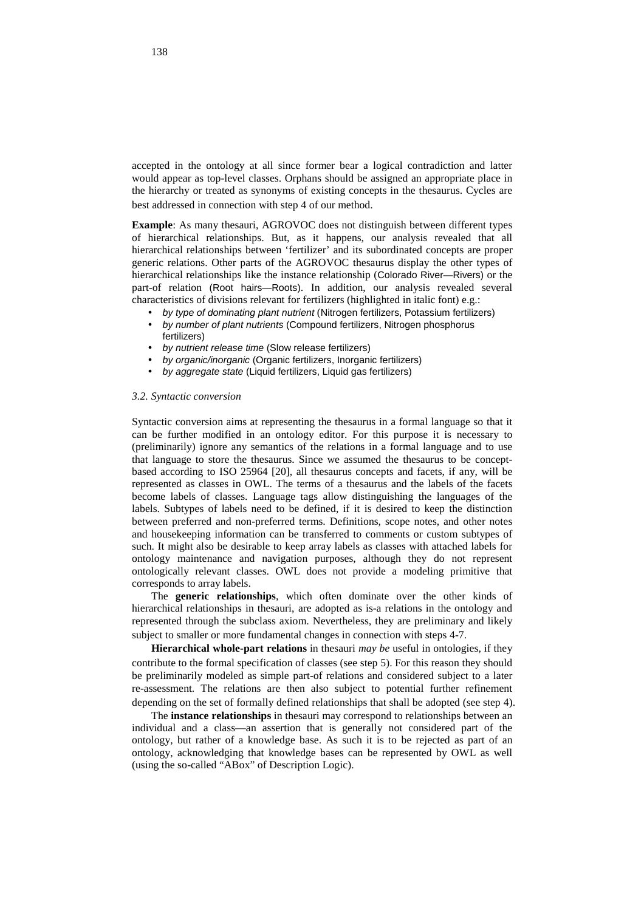accepted in the ontology at all since former bear a logical contradiction and latter would appear as top-level classes. Orphans should be assigned an appropriate place in the hierarchy or treated as synonyms of existing concepts in the thesaurus. Cycles are best addressed in connection with step 4 of our method.

**Example**: As many thesauri, AGROVOC does not distinguish between different types of hierarchical relationships. But, as it happens, our analysis revealed that all hierarchical relationships between 'fertilizer' and its subordinated concepts are proper generic relations. Other parts of the AGROVOC thesaurus display the other types of hierarchical relationships like the instance relationship (Colorado River—Rivers) or the part-of relation (Root hairs—Roots). In addition, our analysis revealed several characteristics of divisions relevant for fertilizers (highlighted in italic font) e.g.:

- *by type of dominating plant nutrient* (Nitrogen fertilizers, Potassium fertilizers)
- *by number of plant nutrients* (Compound fertilizers, Nitrogen phosphorus fertilizers)
- *by nutrient release time* (Slow release fertilizers)
- *by organic/inorganic* (Organic fertilizers, Inorganic fertilizers)
- *by aggregate state* (Liquid fertilizers, Liquid gas fertilizers)

### *3.2. Syntactic conversion*

Syntactic conversion aims at representing the thesaurus in a formal language so that it can be further modified in an ontology editor. For this purpose it is necessary to (preliminarily) ignore any semantics of the relations in a formal language and to use that language to store the thesaurus. Since we assumed the thesaurus to be concept-based according to ISO 25964 [20], all thesaurus concepts and facets, if any, will be represented as classes in OWL. The terms of a thesaurus and the labels of the facets become labels of classes. Language tags allow distinguishing the languages of the labels. Subtypes of labels need to be defined, if it is desired to keep the distinction between preferred and non-preferred terms. Definitions, scope notes, and other notes and housekeeping information can be transferred to comments or custom subtypes of such. It might also be desirable to keep array labels as classes with attached labels for ontology maintenance and navigation purposes, although they do not represent ontologically relevant classes. OWL does not provide a modeling primitive that corresponds to array labels.

The **generic relationships**, which often dominate over the other kinds of hierarchical relationships in thesauri, are adopted as is-a relations in the ontology and represented through the subclass axiom. Nevertheless, they are preliminary and likely subject to smaller or more fundamental changes in connection with steps 4-7.

**Hierarchical whole-part relations** in thesauri *may be* useful in ontologies, if they contribute to the formal specification of classes (see step 5). For this reason they should be preliminarily modeled as simple part-of relations and considered subject to a later re-assessment. The relations are then also subject to potential further refinement depending on the set of formally defined relationships that shall be adopted (see step 4).

The **instance relationships** in thesauri may correspond to relationships between an individual and a class—an assertion that is generally not considered part of the ontology, but rather of a knowledge base. As such it is to be rejected as part of an ontology, acknowledging that knowledge bases can be represented by OWL as well (using the so-called "ABox" of Description Logic).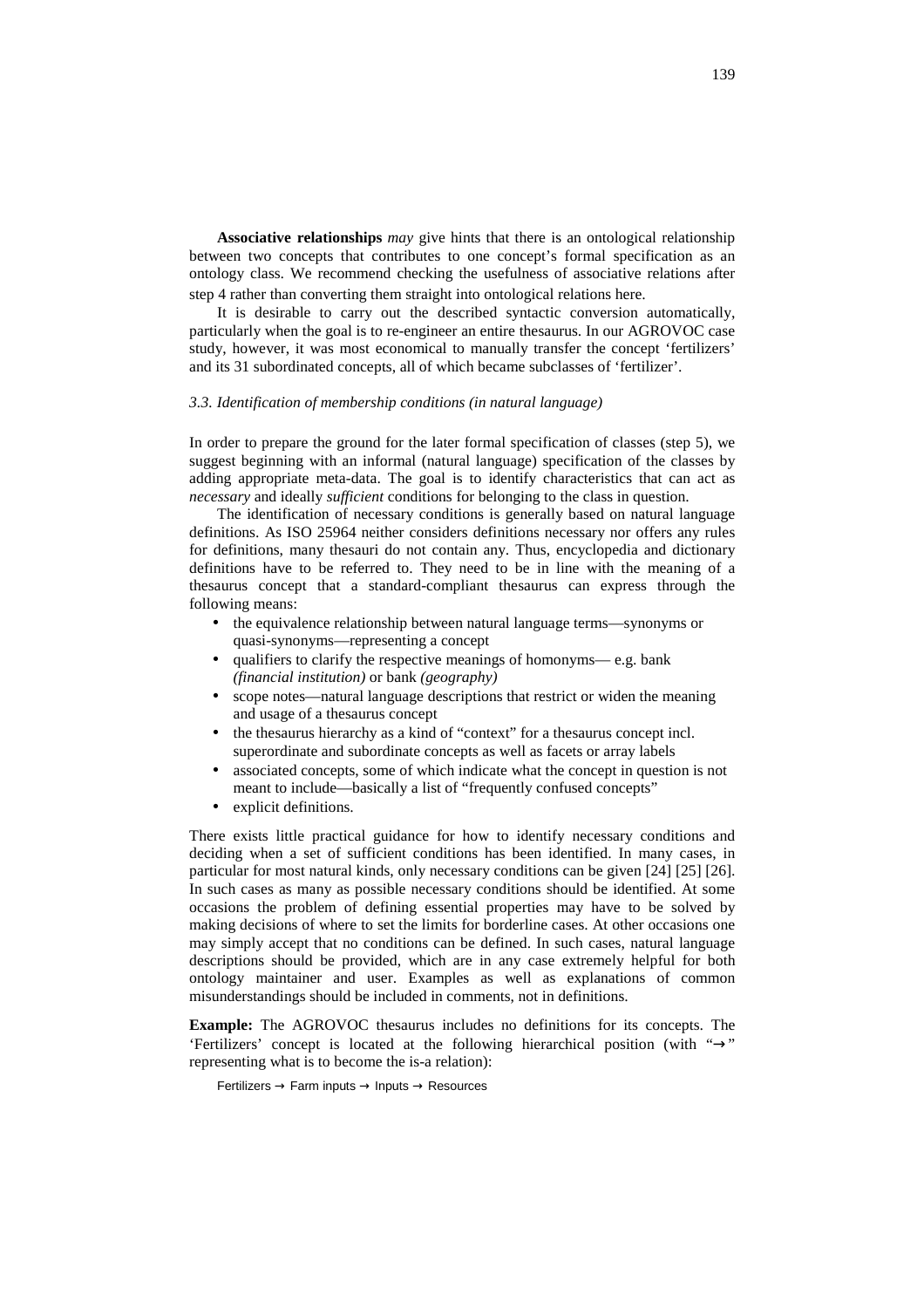**Associative relationships** *may* give hints that there is an ontological relationship between two concepts that contributes to one concept's formal specification as an ontology class. We recommend checking the usefulness of associative relations after step 4 rather than converting them straight into ontological relations here.

It is desirable to carry out the described syntactic conversion automatically, particularly when the goal is to re-engineer an entire thesaurus. In our AGROVOC case study, however, it was most economical to manually transfer the concept 'fertilizers' and its 31 subordinated concepts, all of which became subclasses of 'fertilizer'.

### *3.3. Identification of membership conditions (in natural language)*

In order to prepare the ground for the later formal specification of classes (step 5), we suggest beginning with an informal (natural language) specification of the classes by adding appropriate meta-data. The goal is to identify characteristics that can act as *necessary* and ideally *sufficient* conditions for belonging to the class in question.

The identification of necessary conditions is generally based on natural language definitions. As ISO 25964 neither considers definitions necessary nor offers any rules for definitions, many thesauri do not contain any. Thus, encyclopedia and dictionary definitions have to be referred to. They need to be in line with the meaning of a thesaurus concept that a standard-compliant thesaurus can express through the following means:

- the equivalence relationship between natural language terms—synonyms or quasi-synonyms—representing a concept
- qualifiers to clarify the respective meanings of homonyms— e.g. bank *(financial institution)* or bank *(geography)*
- scope notes—natural language descriptions that restrict or widen the meaning and usage of a thesaurus concept
- the thesaurus hierarchy as a kind of "context" for a thesaurus concept incl. superordinate and subordinate concepts as well as facets or array labels
- associated concepts, some of which indicate what the concept in question is not meant to include—basically a list of "frequently confused concepts"
- explicit definitions.

There exists little practical guidance for how to identify necessary conditions and deciding when a set of sufficient conditions has been identified. In many cases, in particular for most natural kinds, only necessary conditions can be given [24] [25] [26]. In such cases as many as possible necessary conditions should be identified. At some occasions the problem of defining essential properties may have to be solved by making decisions of where to set the limits for borderline cases. At other occasions one may simply accept that no conditions can be defined. In such cases, natural language descriptions should be provided, which are in any case extremely helpful for both ontology maintainer and user. Examples as well as explanations of common misunderstandings should be included in comments, not in definitions.

**Example:** The AGROVOC thesaurus includes no definitions for its concepts. The 'Fertilizers' concept is located at the following hierarchical position (with "→" representing what is to become the is-a relation):

Fertilizers → Farm inputs → Inputs → Resources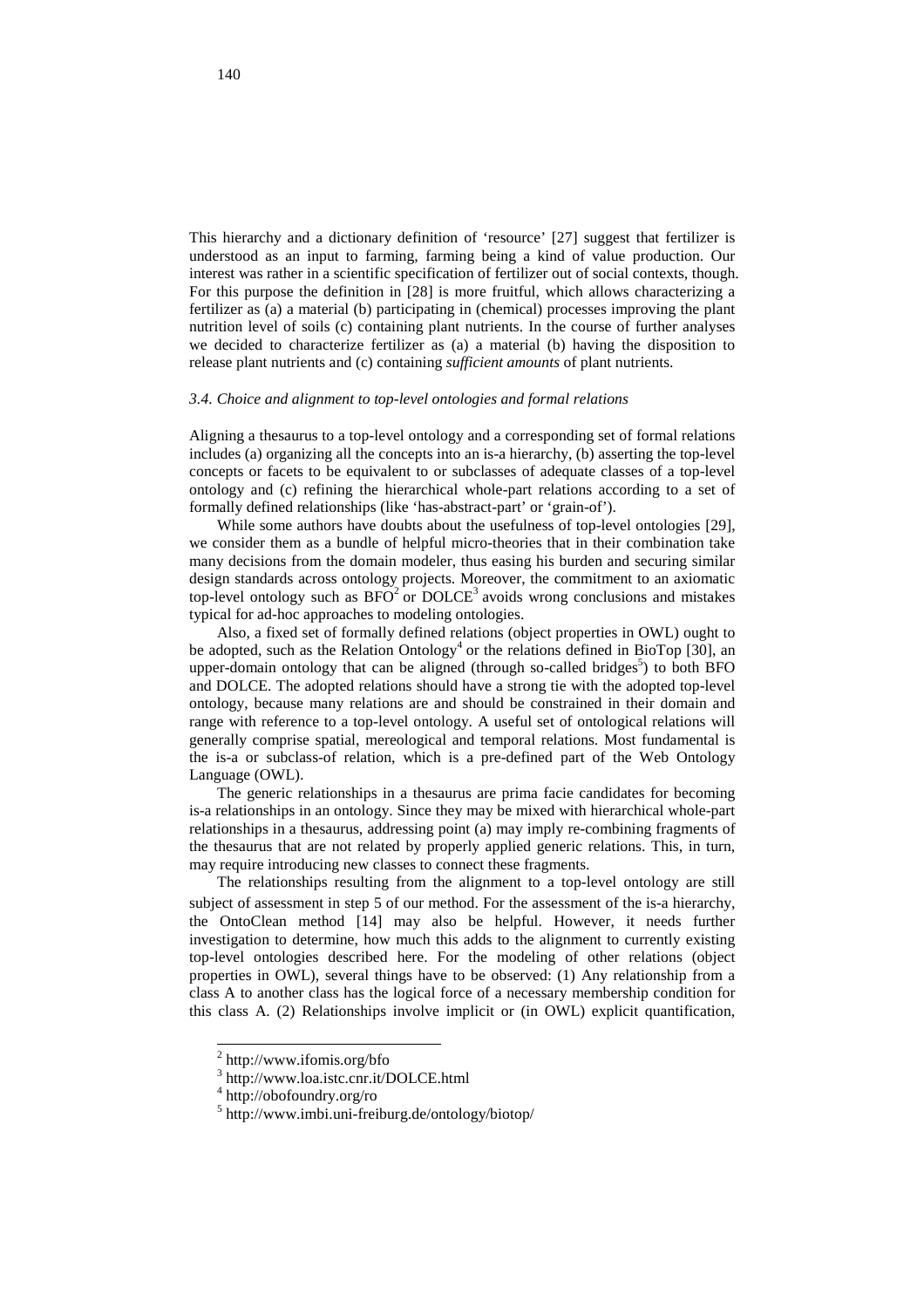This hierarchy and a dictionary definition of 'resource' [27] suggest that fertilizer is understood as an input to farming, farming being a kind of value production. Our interest was rather in a scientific specification of fertilizer out of social contexts, though. For this purpose the definition in [28] is more fruitful, which allows characterizing a fertilizer as (a) a material (b) participating in (chemical) processes improving the plant nutrition level of soils (c) containing plant nutrients. In the course of further analyses we decided to characterize fertilizer as (a) a material (b) having the disposition to release plant nutrients and (c) containing *sufficient amounts* of plant nutrients.

### *3.4. Choice and alignment to top-level ontologies and formal relations*

Aligning a thesaurus to a top-level ontology and a corresponding set of formal relations includes (a) organizing all the concepts into an is-a hierarchy, (b) asserting the top-level concepts or facets to be equivalent to or subclasses of adequate classes of a top-level ontology and (c) refining the hierarchical whole-part relations according to a set of formally defined relationships (like 'has-abstract-part' or 'grain-of').

While some authors have doubts about the usefulness of top-level ontologies [29], we consider them as a bundle of helpful micro-theories that in their combination take many decisions from the domain modeler, thus easing his burden and securing similar design standards across ontology projects. Moreover, the commitment to an axiomatic top-level ontology such as BFO[2] or DOLCE[3] avoids wrong conclusions and mistakes typical for ad-hoc approaches to modeling ontologies.

Also, a fixed set of formally defined relations (object properties in OWL) ought to be adopted, such as the Relation Ontology[4] or the relations defined in BioTop [30], an upper-domain ontology that can be aligned (through so-called bridges[5]) to both BFO and DOLCE. The adopted relations should have a strong tie with the adopted top-level ontology, because many relations are and should be constrained in their domain and range with reference to a top-level ontology. A useful set of ontological relations will generally comprise spatial, mereological and temporal relations. Most fundamental is the is-a or subclass-of relation, which is a pre-defined part of the Web Ontology Language (OWL).

The generic relationships in a thesaurus are prima facie candidates for becoming is-a relationships in an ontology. Since they may be mixed with hierarchical whole-part relationships in a thesaurus, addressing point (a) may imply re-combining fragments of the thesaurus that are not related by properly applied generic relations. This, in turn, may require introducing new classes to connect these fragments.

The relationships resulting from the alignment to a top-level ontology are still subject of assessment in step 5 of our method. For the assessment of the is-a hierarchy, the OntoClean method [14] may also be helpful. However, it needs further investigation to determine, how much this adds to the alignment to currently existing top-level ontologies described here. For the modeling of other relations (object properties in OWL), several things have to be observed: (1) Any relationship from a class A to another class has the logical force of a necessary membership condition for this class A. (2) Relationships involve implicit or (in OWL) explicit quantification,

[2] http://www.ifomis.org/bfo

[3] http://www.loa.istc.cnr.it/DOLCE.html

[4] http://obofoundry.org/ro

[5] http://www.imbi.uni-freiburg.de/ontology/biotop/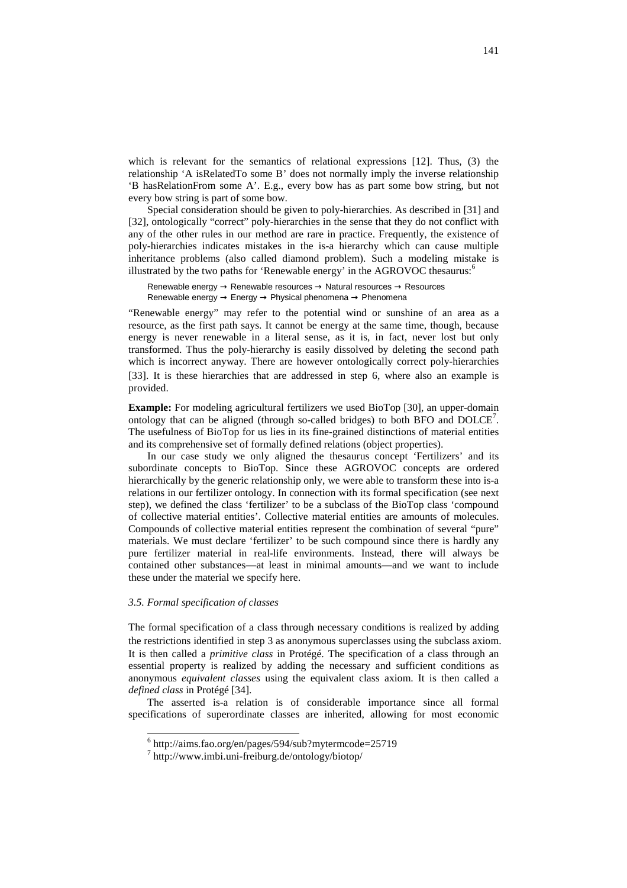which is relevant for the semantics of relational expressions [12]. Thus, (3) the relationship 'A isRelatedTo some B' does not normally imply the inverse relationship 'B hasRelationFrom some A'. E.g., every bow has as part some bow string, but not every bow string is part of some bow.

Special consideration should be given to poly-hierarchies. As described in [31] and [32], ontologically "correct" poly-hierarchies in the sense that they do not conflict with any of the other rules in our method are rare in practice. Frequently, the existence of poly-hierarchies indicates mistakes in the is-a hierarchy which can cause multiple inheritance problems (also called diamond problem). Such a modeling mistake is illustrated by the two paths for 'Renewable energy' in the AGROVOC thesaurus:[6]

Renewable energy → Renewable resources → Natural resources → Resources
Renewable energy → Energy → Physical phenomena → Phenomena

"Renewable energy" may refer to the potential wind or sunshine of an area as a resource, as the first path says. It cannot be energy at the same time, though, because energy is never renewable in a literal sense, as it is, in fact, never lost but only transformed. Thus the poly-hierarchy is easily dissolved by deleting the second path which is incorrect anyway. There are however ontologically correct poly-hierarchies [33]. It is these hierarchies that are addressed in step 6, where also an example is provided.

**Example:** For modeling agricultural fertilizers we used BioTop [30], an upper-domain ontology that can be aligned (through so-called bridges) to both BFO and DOLCE[7]. The usefulness of BioTop for us lies in its fine-grained distinctions of material entities and its comprehensive set of formally defined relations (object properties).

In our case study we only aligned the thesaurus concept 'Fertilizers' and its subordinate concepts to BioTop. Since these AGROVOC concepts are ordered hierarchically by the generic relationship only, we were able to transform these into is-a relations in our fertilizer ontology. In connection with its formal specification (see next step), we defined the class 'fertilizer' to be a subclass of the BioTop class 'compound of collective material entities'. Collective material entities are amounts of molecules. Compounds of collective material entities represent the combination of several "pure" materials. We must declare 'fertilizer' to be such compound since there is hardly any pure fertilizer material in real-life environments. Instead, there will always be contained other substances—at least in minimal amounts—and we want to include these under the material we specify here.

### *3.5. Formal specification of classes*

The formal specification of a class through necessary conditions is realized by adding the restrictions identified in step 3 as anonymous superclasses using the subclass axiom. It is then called a *primitive class* in Protégé. The specification of a class through an essential property is realized by adding the necessary and sufficient conditions as anonymous *equivalent classes* using the equivalent class axiom. It is then called a *defined class* in Protégé [34].

The asserted is-a relation is of considerable importance since all formal specifications of superordinate classes are inherited, allowing for most economic

[6] http://aims.fao.org/en/pages/594/sub?mytermcode=25719

[7] http://www.imbi.uni-freiburg.de/ontology/biotop/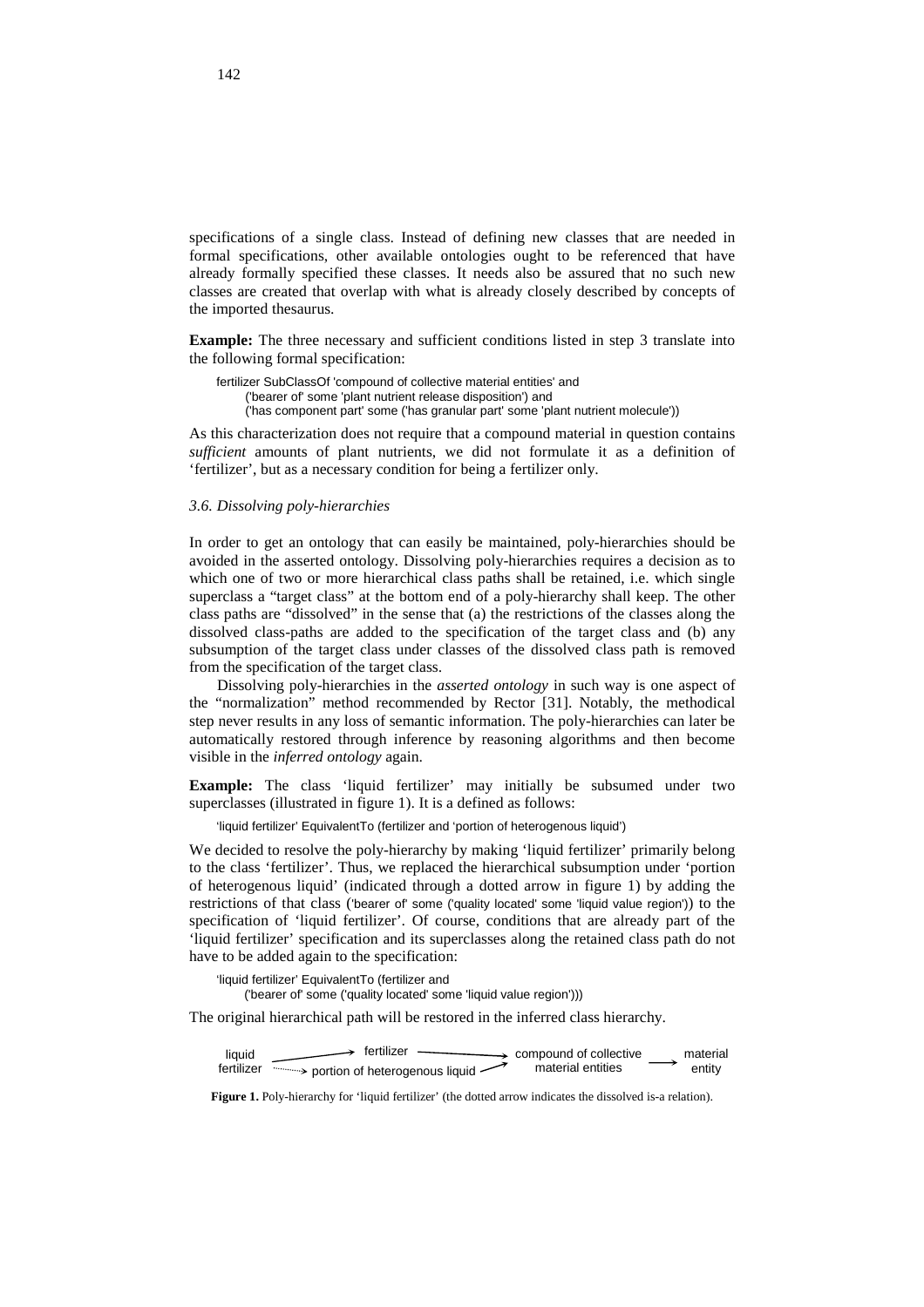specifications of a single class. Instead of defining new classes that are needed in formal specifications, other available ontologies ought to be referenced that have already formally specified these classes. It needs also be assured that no such new classes are created that overlap with what is already closely described by concepts of the imported thesaurus.

**Example:** The three necessary and sufficient conditions listed in step 3 translate into the following formal specification:

```
fertilizer SubClassOf 'compound of collective material entities' and
    ('bearer of' some 'plant nutrient release disposition') and
    ('has component part' some ('has granular part' some 'plant nutrient molecule'))
```

As this characterization does not require that a compound material in question contains *sufficient* amounts of plant nutrients, we did not formulate it as a definition of 'fertilizer', but as a necessary condition for being a fertilizer only.

### *3.6. Dissolving poly-hierarchies*

In order to get an ontology that can easily be maintained, poly-hierarchies should be avoided in the asserted ontology. Dissolving poly-hierarchies requires a decision as to which one of two or more hierarchical class paths shall be retained, i.e. which single superclass a "target class" at the bottom end of a poly-hierarchy shall keep. The other class paths are "dissolved" in the sense that (a) the restrictions of the classes along the dissolved class-paths are added to the specification of the target class and (b) any subsumption of the target class under classes of the dissolved class path is removed from the specification of the target class.

Dissolving poly-hierarchies in the *asserted ontology* in such way is one aspect of the "normalization" method recommended by Rector [31]. Notably, the methodical step never results in any loss of semantic information. The poly-hierarchies can later be automatically restored through inference by reasoning algorithms and then become visible in the *inferred ontology* again.

**Example:** The class 'liquid fertilizer' may initially be subsumed under two superclasses (illustrated in figure 1). It is a defined as follows:

```
'liquid fertilizer' EquivalentTo (fertilizer and 'portion of heterogenous liquid')
```

We decided to resolve the poly-hierarchy by making 'liquid fertilizer' primarily belong to the class 'fertilizer'. Thus, we replaced the hierarchical subsumption under 'portion of heterogenous liquid' (indicated through a dotted arrow in figure 1) by adding the restrictions of that class ('bearer of' some ('quality located' some 'liquid value region')) to the specification of 'liquid fertilizer'. Of course, conditions that are already part of the 'liquid fertilizer' specification and its superclasses along the retained class path do not have to be added again to the specification:

```
'liquid fertilizer' EquivalentTo (fertilizer and
    ('bearer of' some ('quality located' some 'liquid value region')))
```

The original hierarchical path will be restored in the inferred class hierarchy.

```
liquid      ──────────→ fertilizer ─────────────────→ compound of collective ──→ material
fertilizer  ··········→ portion of heterogenous liquid ↗  material entities          entity
```

**Figure 1.** Poly-hierarchy for 'liquid fertilizer' (the dotted arrow indicates the dissolved is-a relation).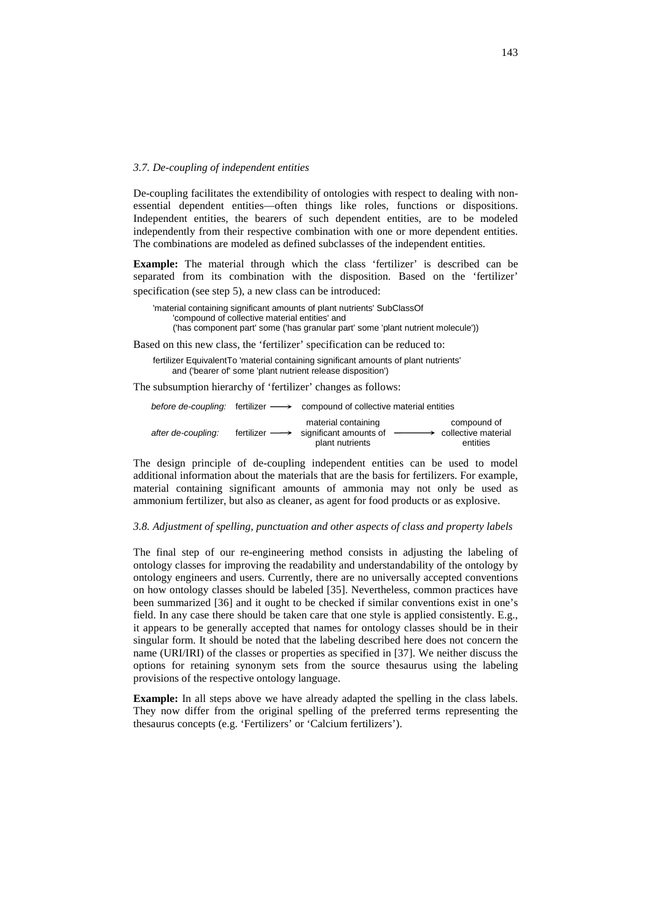### *3.7. De-coupling of independent entities*

De-coupling facilitates the extendibility of ontologies with respect to dealing with non-essential dependent entities—often things like roles, functions or dispositions. Independent entities, the bearers of such dependent entities, are to be modeled independently from their respective combination with one or more dependent entities. The combinations are modeled as defined subclasses of the independent entities.

**Example:** The material through which the class ‘fertilizer’ is described can be separated from its combination with the disposition. Based on the ‘fertilizer’ specification (see step 5), a new class can be introduced:

```
'material containing significant amounts of plant nutrients' SubClassOf
    'compound of collective material entities' and
    ('has component part' some ('has granular part' some 'plant nutrient molecule'))
```

Based on this new class, the ‘fertilizer’ specification can be reduced to:

```
fertilizer EquivalentTo 'material containing significant amounts of plant nutrients'
    and ('bearer of' some 'plant nutrient release disposition')
```

The subsumption hierarchy of ‘fertilizer’ changes as follows:

*before de-coupling:* fertilizer ⟶ compound of collective material entities

*after de-coupling:* fertilizer ⟶ material containing significant amounts of plant nutrients ⟶ compound of collective material entities

The design principle of de-coupling independent entities can be used to model additional information about the materials that are the basis for fertilizers. For example, material containing significant amounts of ammonia may not only be used as ammonium fertilizer, but also as cleaner, as agent for food products or as explosive.

### *3.8. Adjustment of spelling, punctuation and other aspects of class and property labels*

The final step of our re-engineering method consists in adjusting the labeling of ontology classes for improving the readability and understandability of the ontology by ontology engineers and users. Currently, there are no universally accepted conventions on how ontology classes should be labeled [35]. Nevertheless, common practices have been summarized [36] and it ought to be checked if similar conventions exist in one’s field. In any case there should be taken care that one style is applied consistently. E.g., it appears to be generally accepted that names for ontology classes should be in their singular form. It should be noted that the labeling described here does not concern the name (URI/IRI) of the classes or properties as specified in [37]. We neither discuss the options for retaining synonym sets from the source thesaurus using the labeling provisions of the respective ontology language.

**Example:** In all steps above we have already adapted the spelling in the class labels. They now differ from the original spelling of the preferred terms representing the thesaurus concepts (e.g. ‘Fertilizers’ or ‘Calcium fertilizers’).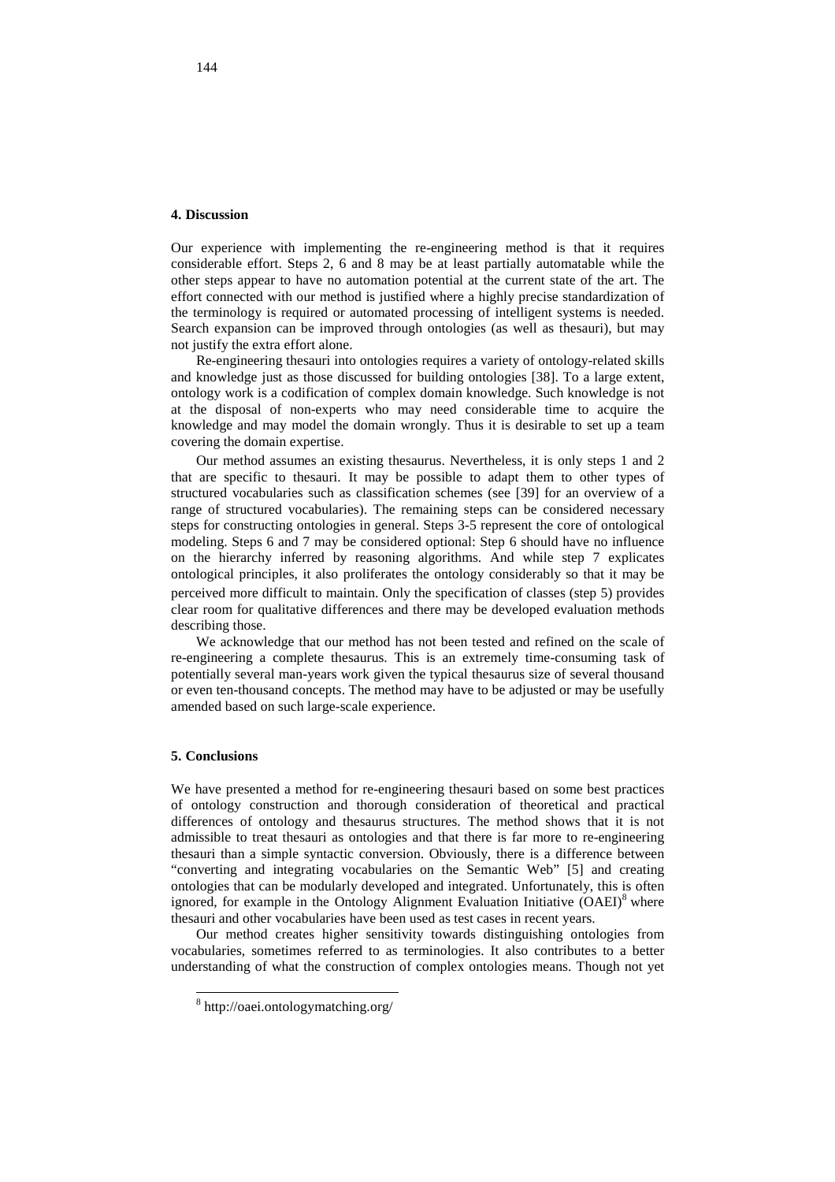## 4. Discussion

Our experience with implementing the re-engineering method is that it requires considerable effort. Steps 2, 6 and 8 may be at least partially automatable while the other steps appear to have no automation potential at the current state of the art. The effort connected with our method is justified where a highly precise standardization of the terminology is required or automated processing of intelligent systems is needed. Search expansion can be improved through ontologies (as well as thesauri), but may not justify the extra effort alone.

Re-engineering thesauri into ontologies requires a variety of ontology-related skills and knowledge just as those discussed for building ontologies [38]. To a large extent, ontology work is a codification of complex domain knowledge. Such knowledge is not at the disposal of non-experts who may need considerable time to acquire the knowledge and may model the domain wrongly. Thus it is desirable to set up a team covering the domain expertise.

Our method assumes an existing thesaurus. Nevertheless, it is only steps 1 and 2 that are specific to thesauri. It may be possible to adapt them to other types of structured vocabularies such as classification schemes (see [39] for an overview of a range of structured vocabularies). The remaining steps can be considered necessary steps for constructing ontologies in general. Steps 3-5 represent the core of ontological modeling. Steps 6 and 7 may be considered optional: Step 6 should have no influence on the hierarchy inferred by reasoning algorithms. And while step 7 explicates ontological principles, it also proliferates the ontology considerably so that it may be perceived more difficult to maintain. Only the specification of classes (step 5) provides clear room for qualitative differences and there may be developed evaluation methods describing those.

We acknowledge that our method has not been tested and refined on the scale of re-engineering a complete thesaurus. This is an extremely time-consuming task of potentially several man-years work given the typical thesaurus size of several thousand or even ten-thousand concepts. The method may have to be adjusted or may be usefully amended based on such large-scale experience.

## 5. Conclusions

We have presented a method for re-engineering thesauri based on some best practices of ontology construction and thorough consideration of theoretical and practical differences of ontology and thesaurus structures. The method shows that it is not admissible to treat thesauri as ontologies and that there is far more to re-engineering thesauri than a simple syntactic conversion. Obviously, there is a difference between "converting and integrating vocabularies on the Semantic Web" [5] and creating ontologies that can be modularly developed and integrated. Unfortunately, this is often ignored, for example in the Ontology Alignment Evaluation Initiative (OAEI)[8] where thesauri and other vocabularies have been used as test cases in recent years.

Our method creates higher sensitivity towards distinguishing ontologies from vocabularies, sometimes referred to as terminologies. It also contributes to a better understanding of what the construction of complex ontologies means. Though not yet

[8] http://oaei.ontologymatching.org/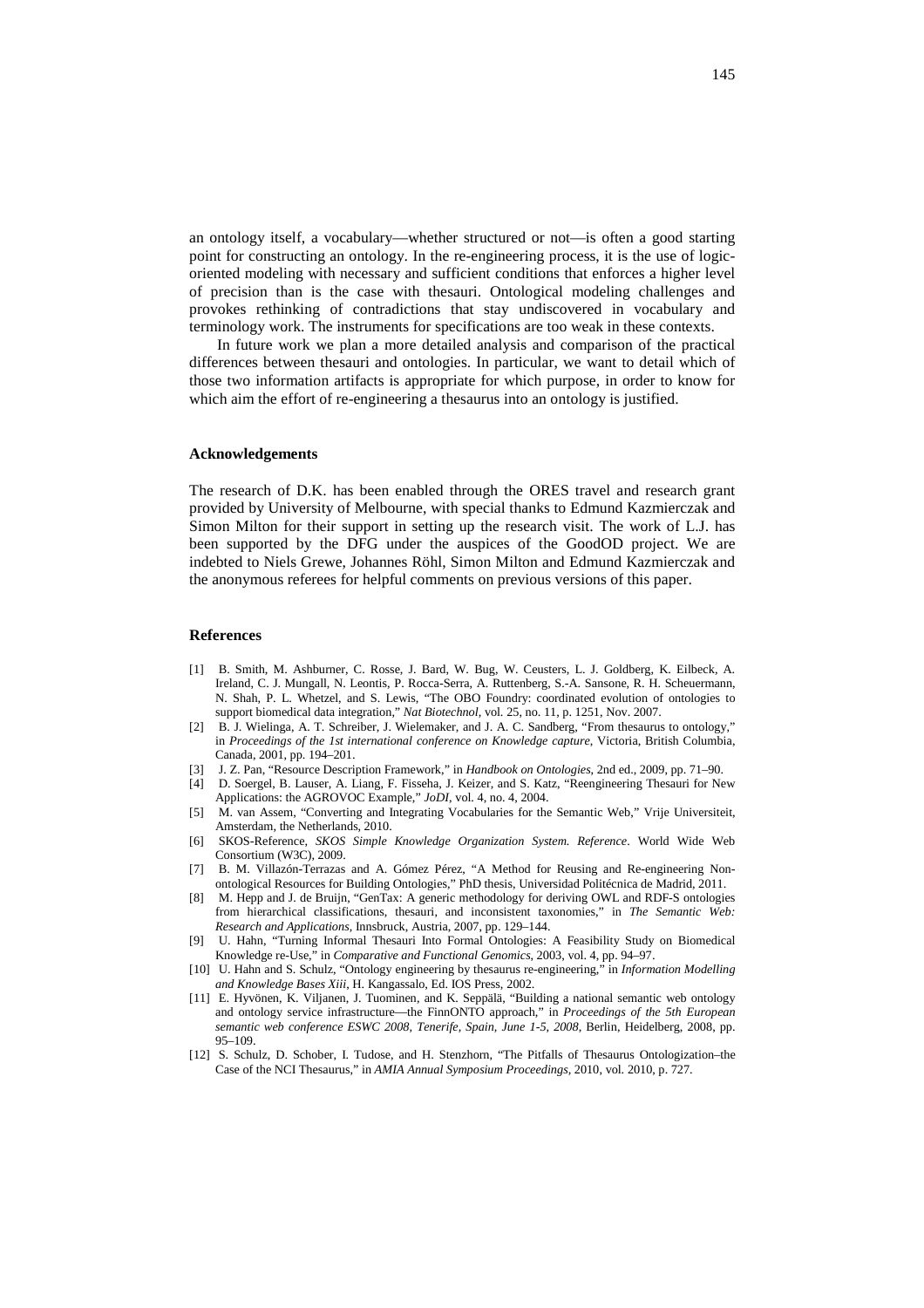an ontology itself, a vocabulary—whether structured or not—is often a good starting point for constructing an ontology. In the re-engineering process, it is the use of logic-oriented modeling with necessary and sufficient conditions that enforces a higher level of precision than is the case with thesauri. Ontological modeling challenges and provokes rethinking of contradictions that stay undiscovered in vocabulary and terminology work. The instruments for specifications are too weak in these contexts.

In future work we plan a more detailed analysis and comparison of the practical differences between thesauri and ontologies. In particular, we want to detail which of those two information artifacts is appropriate for which purpose, in order to know for which aim the effort of re-engineering a thesaurus into an ontology is justified.

#### Acknowledgements

The research of D.K. has been enabled through the ORES travel and research grant provided by University of Melbourne, with special thanks to Edmund Kazmierczak and Simon Milton for their support in setting up the research visit. The work of L.J. has been supported by the DFG under the auspices of the GoodOD project. We are indebted to Niels Grewe, Johannes Röhl, Simon Milton and Edmund Kazmierczak and the anonymous referees for helpful comments on previous versions of this paper.

#### References

- [1] B. Smith, M. Ashburner, C. Rosse, J. Bard, W. Bug, W. Ceusters, L. J. Goldberg, K. Eilbeck, A. Ireland, C. J. Mungall, N. Leontis, P. Rocca-Serra, A. Ruttenberg, S.-A. Sansone, R. H. Scheuermann, N. Shah, P. L. Whetzel, and S. Lewis, "The OBO Foundry: coordinated evolution of ontologies to support biomedical data integration," *Nat Biotechnol*, vol. 25, no. 11, p. 1251, Nov. 2007.
- [2] B. J. Wielinga, A. T. Schreiber, J. Wielemaker, and J. A. C. Sandberg, "From thesaurus to ontology," in *Proceedings of the 1st international conference on Knowledge capture*, Victoria, British Columbia, Canada, 2001, pp. 194–201.
- [3] J. Z. Pan, "Resource Description Framework," in *Handbook on Ontologies*, 2nd ed., 2009, pp. 71–90.
- [4] D. Soergel, B. Lauser, A. Liang, F. Fisseha, J. Keizer, and S. Katz, "Reengineering Thesauri for New Applications: the AGROVOC Example," *JoDI*, vol. 4, no. 4, 2004.
- [5] M. van Assem, "Converting and Integrating Vocabularies for the Semantic Web," Vrije Universiteit, Amsterdam, the Netherlands, 2010.
- [6] SKOS-Reference, *SKOS Simple Knowledge Organization System. Reference*. World Wide Web Consortium (W3C), 2009.
- [7] B. M. Villazón-Terrazas and A. Gómez Pérez, "A Method for Reusing and Re-engineering Non-ontological Resources for Building Ontologies," PhD thesis, Universidad Politécnica de Madrid, 2011.
- [8] M. Hepp and J. de Bruijn, "GenTax: A generic methodology for deriving OWL and RDF-S ontologies from hierarchical classifications, thesauri, and inconsistent taxonomies," in *The Semantic Web: Research and Applications*, Innsbruck, Austria, 2007, pp. 129–144.
- [9] U. Hahn, "Turning Informal Thesauri Into Formal Ontologies: A Feasibility Study on Biomedical Knowledge re-Use," in *Comparative and Functional Genomics*, 2003, vol. 4, pp. 94–97.
- [10] U. Hahn and S. Schulz, "Ontology engineering by thesaurus re-engineering," in *Information Modelling and Knowledge Bases Xiii*, H. Kangassalo, Ed. IOS Press, 2002.
- [11] E. Hyvönen, K. Viljanen, J. Tuominen, and K. Seppälä, "Building a national semantic web ontology and ontology service infrastructure—the FinnONTO approach," in *Proceedings of the 5th European semantic web conference ESWC 2008, Tenerife, Spain, June 1-5, 2008*, Berlin, Heidelberg, 2008, pp. 95–109.
- [12] S. Schulz, D. Schober, I. Tudose, and H. Stenzhorn, "The Pitfalls of Thesaurus Ontologization–the Case of the NCI Thesaurus," in *AMIA Annual Symposium Proceedings*, 2010, vol. 2010, p. 727.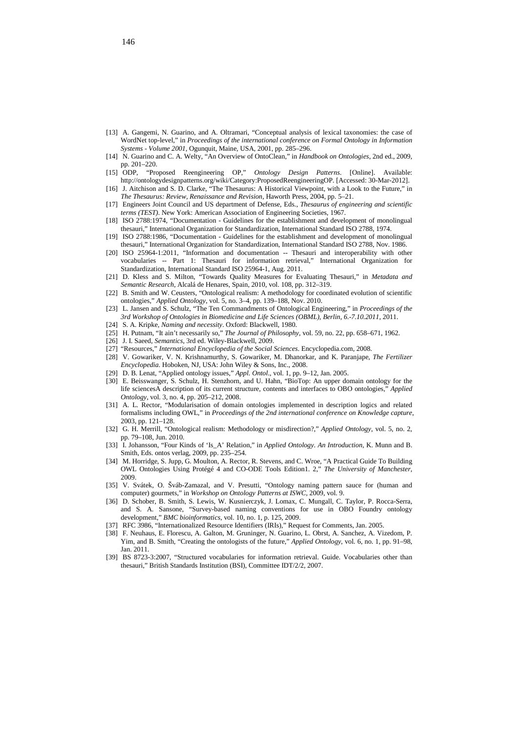[13] A. Gangemi, N. Guarino, and A. Oltramari, "Conceptual analysis of lexical taxonomies: the case of WordNet top-level," in *Proceedings of the international conference on Formal Ontology in Information Systems - Volume 2001*, Ogunquit, Maine, USA, 2001, pp. 285–296.

[14] N. Guarino and C. A. Welty, "An Overview of OntoClean," in *Handbook on Ontologies*, 2nd ed., 2009, pp. 201–220.

[15] ODP, "Proposed Reengineering OP," *Ontology Design Patterns*. [Online]. Available: http://ontologydesignpatterns.org/wiki/Category:ProposedReengineeringOP. [Accessed: 30-Mar-2012].

[16] J. Aitchison and S. D. Clarke, "The Thesaurus: A Historical Viewpoint, with a Look to the Future," in *The Thesaurus: Review, Renaissance and Revision*, Haworth Press, 2004, pp. 5–21.

[17] Engineers Joint Council and US department of Defense, Eds., *Thesaurus of engineering and scientific terms (TEST)*. New York: American Association of Engineering Societies, 1967.

[18] ISO 2788:1974, "Documentation - Guidelines for the establishment and development of monolingual thesauri," International Organization for Standardization, International Standard ISO 2788, 1974.

[19] ISO 2788:1986, "Documentation - Guidelines for the establishment and development of monolingual thesauri," International Organization for Standardization, International Standard ISO 2788, Nov. 1986.

[20] ISO 25964-1:2011, "Information and documentation -- Thesauri and interoperability with other vocabularies -- Part 1: Thesauri for information retrieval," International Organization for Standardization, International Standard ISO 25964-1, Aug. 2011.

[21] D. Kless and S. Milton, "Towards Quality Measures for Evaluating Thesauri," in *Metadata and Semantic Research*, Alcalá de Henares, Spain, 2010, vol. 108, pp. 312–319.

[22] B. Smith and W. Ceusters, "Ontological realism: A methodology for coordinated evolution of scientific ontologies," *Applied Ontology*, vol. 5, no. 3–4, pp. 139–188, Nov. 2010.

[23] L. Jansen and S. Schulz, "The Ten Commandments of Ontological Engineering," in *Proceedings of the 3rd Workshop of Ontologies in Biomedicine and Life Sciences (OBML), Berlin, 6.-7.10.2011*, 2011.

[24] S. A. Kripke, *Naming and necessity*. Oxford: Blackwell, 1980.

[25] H. Putnam, "It ain't necessarily so," *The Journal of Philosophy*, vol. 59, no. 22, pp. 658–671, 1962.

[26] J. I. Saeed, *Semantics*, 3rd ed. Wiley-Blackwell, 2009.

[27] "Resources," *International Encyclopedia of the Social Sciences*. Encyclopedia.com, 2008.

[28] V. Gowariker, V. N. Krishnamurthy, S. Gowariker, M. Dhanorkar, and K. Paranjape, *The Fertilizer Encyclopedia*. Hoboken, NJ, USA: John Wiley & Sons, Inc., 2008.

[29] D. B. Lenat, "Applied ontology issues," *Appl. Ontol.*, vol. 1, pp. 9–12, Jan. 2005.

[30] E. Beisswanger, S. Schulz, H. Stenzhorn, and U. Hahn, "BioTop: An upper domain ontology for the life sciencesA description of its current structure, contents and interfaces to OBO ontologies," *Applied Ontology*, vol. 3, no. 4, pp. 205–212, 2008.

[31] A. L. Rector, "Modularisation of domain ontologies implemented in description logics and related formalisms including OWL," in *Proceedings of the 2nd international conference on Knowledge capture*, 2003, pp. 121–128.

[32] G. H. Merrill, "Ontological realism: Methodology or misdirection?," *Applied Ontology*, vol. 5, no. 2, pp. 79–108, Jun. 2010.

[33] I. Johansson, "Four Kinds of 'Is_A' Relation," in *Applied Ontology. An Introduction*, K. Munn and B. Smith, Eds. ontos verlag, 2009, pp. 235–254.

[34] M. Horridge, S. Jupp, G. Moulton, A. Rector, R. Stevens, and C. Wroe, "A Practical Guide To Building OWL Ontologies Using Protégé 4 and CO-ODE Tools Edition1. 2," *The University of Manchester*, 2009.

[35] V. Svátek, O. Šváb-Zamazal, and V. Presutti, "Ontology naming pattern sauce for (human and computer) gourmets," in *Workshop on Ontology Patterns at ISWC*, 2009, vol. 9.

[36] D. Schober, B. Smith, S. Lewis, W. Kusnierczyk, J. Lomax, C. Mungall, C. Taylor, P. Rocca-Serra, and S. A. Sansone, "Survey-based naming conventions for use in OBO Foundry ontology development," *BMC bioinformatics*, vol. 10, no. 1, p. 125, 2009.

[37] RFC 3986, "Internationalized Resource Identifiers (IRIs)," Request for Comments, Jan. 2005.

[38] F. Neuhaus, E. Florescu, A. Galton, M. Gruninger, N. Guarino, L. Obrst, A. Sanchez, A. Vizedom, P. Yim, and B. Smith, "Creating the ontologists of the future," *Applied Ontology*, vol. 6, no. 1, pp. 91–98, Jan. 2011.

[39] BS 8723-3:2007, "Structured vocabularies for information retrieval. Guide. Vocabularies other than thesauri," British Standards Institution (BSI), Committee IDT/2/2, 2007.